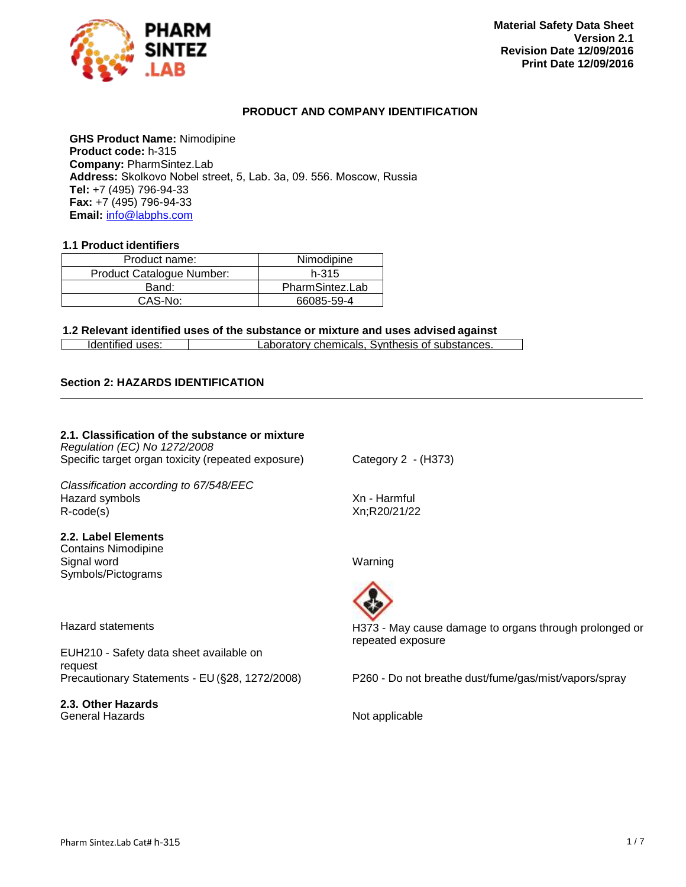**Material Safety Data Sheet**
**Version 2.1**
**Revision Date 12/09/2016**
**Print Date 12/09/2016**

## PRODUCT AND COMPANY IDENTIFICATION

**GHS Product Name:** Nimodipine
**Product code:** h-315
**Company:** PharmSintez.Lab
**Address:** Skolkovo Nobel street, 5, Lab. 3a, 09. 556. Moscow, Russia
**Tel:** +7 (495) 796-94-33
**Fax:** +7 (495) 796-94-33
**Email:** info@labphs.com

### 1.1 Product identifiers

| Product name: | Nimodipine |
|---|---|
| Product Catalogue Number: | h-315 |
| Band: | PharmSintez.Lab |
| CAS-No: | 66085-59-4 |

### 1.2 Relevant identified uses of the substance or mixture and uses advised against

| Identified uses: | Laboratory chemicals, Synthesis of substances. |
|---|---|

## Section 2: HAZARDS IDENTIFICATION

### 2.1. Classification of the substance or mixture

*Regulation (EC) No 1272/2008*
Specific target organ toxicity (repeated exposure) — Category 2 - (H373)

*Classification according to 67/548/EEC*
Hazard symbols — Xn - Harmful
R-code(s) — Xn;R20/21/22

### 2.2. Label Elements

Contains Nimodipine
Signal word — Warning
Symbols/Pictograms

Hazard statements — H373 - May cause damage to organs through prolonged or repeated exposure

EUH210 - Safety data sheet available on request
Precautionary Statements - EU (§28, 1272/2008) — P260 - Do not breathe dust/fume/gas/mist/vapors/spray

### 2.3. Other Hazards

General Hazards — Not applicable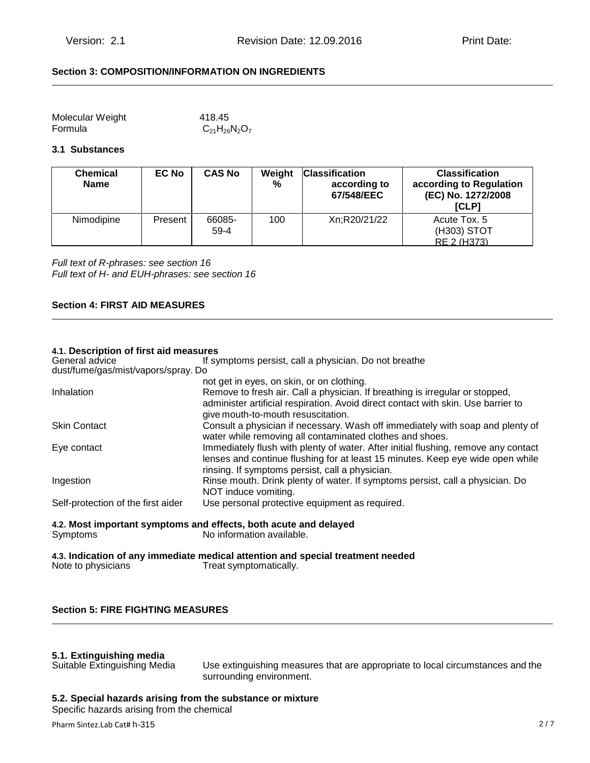## Section 3: COMPOSITION/INFORMATION ON INGREDIENTS

Molecular Weight 418.45
Formula $C_{21}H_{26}N_2O_7$

### 3.1 Substances

| Chemical Name | EC No | CAS No | Weight % | Classification according to 67/548/EEC | Classification according to Regulation (EC) No. 1272/2008 [CLP] |
|---|---|---|---|---|---|
| Nimodipine | Present | 66085-59-4 | 100 | Xn;R20/21/22 | Acute Tox. 5 (H303) STOT RE 2 (H373) |

*Full text of R-phrases: see section 16*
*Full text of H- and EUH-phrases: see section 16*

## Section 4: FIRST AID MEASURES

### 4.1. Description of first aid measures

General advice: If symptoms persist, call a physician. Do not breathe dust/fume/gas/mist/vapors/spray. Do not get in eyes, on skin, or on clothing.

Inhalation: Remove to fresh air. Call a physician. If breathing is irregular or stopped, administer artificial respiration. Avoid direct contact with skin. Use barrier to give mouth-to-mouth resuscitation.

Skin Contact: Consult a physician if necessary. Wash off immediately with soap and plenty of water while removing all contaminated clothes and shoes.

Eye contact: Immediately flush with plenty of water. After initial flushing, remove any contact lenses and continue flushing for at least 15 minutes. Keep eye wide open while rinsing. If symptoms persist, call a physician.

Ingestion: Rinse mouth. Drink plenty of water. If symptoms persist, call a physician. Do NOT induce vomiting.

Self-protection of the first aider: Use personal protective equipment as required.

### 4.2. Most important symptoms and effects, both acute and delayed

Symptoms: No information available.

### 4.3. Indication of any immediate medical attention and special treatment needed

Note to physicians: Treat symptomatically.

## Section 5: FIRE FIGHTING MEASURES

### 5.1. Extinguishing media

Suitable Extinguishing Media: Use extinguishing measures that are appropriate to local circumstances and the surrounding environment.

### 5.2. Special hazards arising from the substance or mixture

Specific hazards arising from the chemical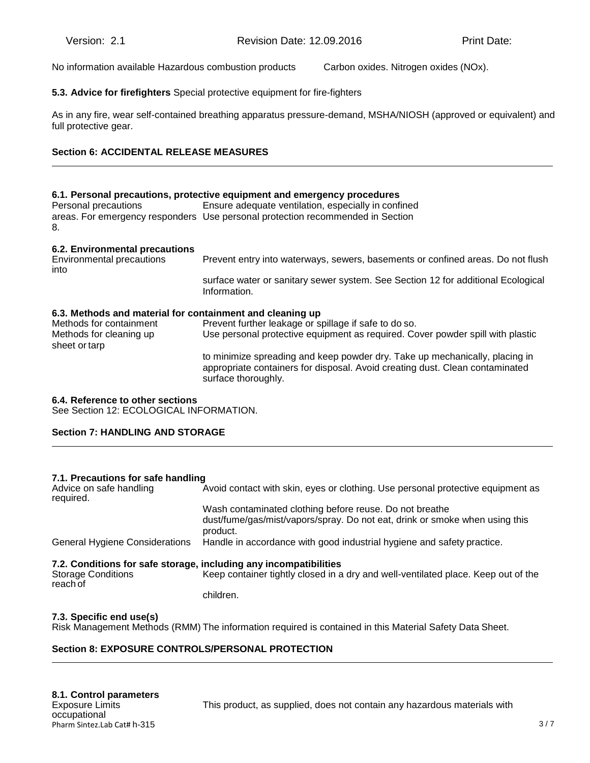No information available Hazardous combustion products Carbon oxides. Nitrogen oxides (NOx).

**5.3. Advice for firefighters** Special protective equipment for fire-fighters

As in any fire, wear self-contained breathing apparatus pressure-demand, MSHA/NIOSH (approved or equivalent) and full protective gear.

## Section 6: ACCIDENTAL RELEASE MEASURES

### 6.1. Personal precautions, protective equipment and emergency procedures

Personal precautions: Ensure adequate ventilation, especially in confined areas.

For emergency responders: Use personal protection recommended in Section 8.

### 6.2. Environmental precautions

Environmental precautions: Prevent entry into waterways, sewers, basements or confined areas. Do not flush into surface water or sanitary sewer system. See Section 12 for additional Ecological Information.

### 6.3. Methods and material for containment and cleaning up

Methods for containment: Prevent further leakage or spillage if safe to do so.

Methods for cleaning up: Use personal protective equipment as required. Cover powder spill with plastic sheet or tarp to minimize spreading and keep powder dry. Take up mechanically, placing in appropriate containers for disposal. Avoid creating dust. Clean contaminated surface thoroughly.

### 6.4. Reference to other sections

See Section 12: ECOLOGICAL INFORMATION.

## Section 7: HANDLING AND STORAGE

### 7.1. Precautions for safe handling

Advice on safe handling: Avoid contact with skin, eyes or clothing. Use personal protective equipment as required. Wash contaminated clothing before reuse. Do not breathe dust/fume/gas/mist/vapors/spray. Do not eat, drink or smoke when using this product.

General Hygiene Considerations: Handle in accordance with good industrial hygiene and safety practice.

### 7.2. Conditions for safe storage, including any incompatibilities

Storage Conditions: Keep container tightly closed in a dry and well-ventilated place. Keep out of the reach of children.

### 7.3. Specific end use(s)

Risk Management Methods (RMM) The information required is contained in this Material Safety Data Sheet.

## Section 8: EXPOSURE CONTROLS/PERSONAL PROTECTION

### 8.1. Control parameters

Exposure Limits: This product, as supplied, does not contain any hazardous materials with occupational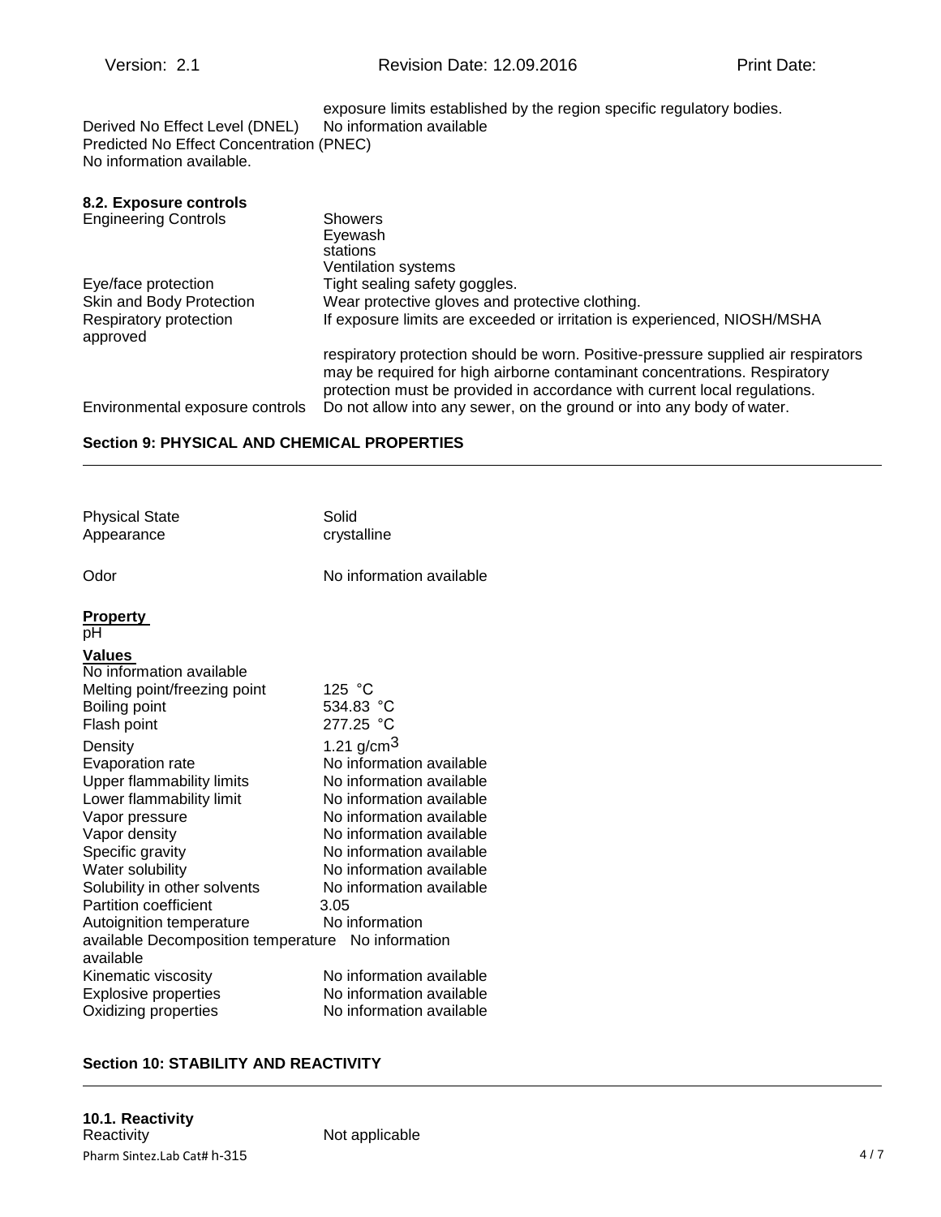exposure limits established by the region specific regulatory bodies.

Derived No Effect Level (DNEL) No information available

Predicted No Effect Concentration (PNEC)

No information available.

### 8.2. Exposure controls

| | |
|---|---|
| Engineering Controls | Showers<br>Eyewash stations<br>Ventilation systems |
| Eye/face protection | Tight sealing safety goggles. |
| Skin and Body Protection | Wear protective gloves and protective clothing. |
| Respiratory protection | If exposure limits are exceeded or irritation is experienced, NIOSH/MSHA approved respiratory protection should be worn. Positive-pressure supplied air respirators may be required for high airborne contaminant concentrations. Respiratory protection must be provided in accordance with current local regulations. |
| Environmental exposure controls | Do not allow into any sewer, on the ground or into any body of water. |

## Section 9: PHYSICAL AND CHEMICAL PROPERTIES

| | |
|---|---|
| Physical State | Solid |
| Appearance | crystalline |
| Odor | No information available |

| **Property** | **Values** |
|---|---|
| pH | No information available |
| Melting point/freezing point | 125 °C |
| Boiling point | 534.83 °C |
| Flash point | 277.25 °C |
| Density | 1.21 g/cm$^3$ |
| Evaporation rate | No information available |
| Upper flammability limits | No information available |
| Lower flammability limit | No information available |
| Vapor pressure | No information available |
| Vapor density | No information available |
| Specific gravity | No information available |
| Water solubility | No information available |
| Solubility in other solvents | No information available |
| Partition coefficient | 3.05 |
| Autoignition temperature | No information available |
| Decomposition temperature | No information available |
| Kinematic viscosity | No information available |
| Explosive properties | No information available |
| Oxidizing properties | No information available |

## Section 10: STABILITY AND REACTIVITY

### 10.1. Reactivity

Reactivity Not applicable

Pharm Sintez.Lab Cat# h-315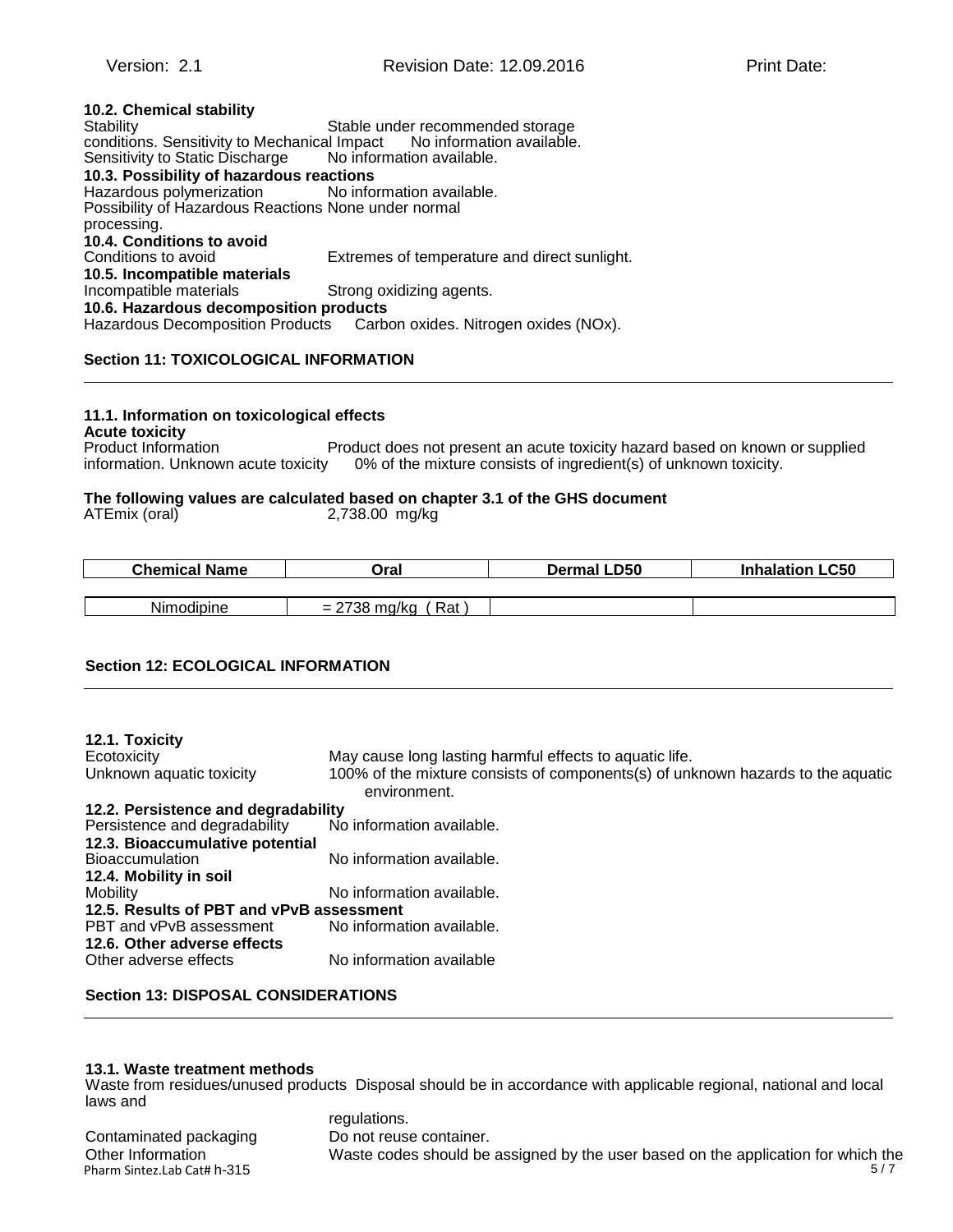**10.2. Chemical stability**

Stability Stable under recommended storage conditions. Sensitivity to Mechanical Impact No information available.
Sensitivity to Static Discharge No information available.

**10.3. Possibility of hazardous reactions**

Hazardous polymerization No information available.
Possibility of Hazardous Reactions None under normal processing.

**10.4. Conditions to avoid**

Conditions to avoid Extremes of temperature and direct sunlight.

**10.5. Incompatible materials**

Incompatible materials Strong oxidizing agents.

**10.6. Hazardous decomposition products**

Hazardous Decomposition Products Carbon oxides. Nitrogen oxides (NOx).

## Section 11: TOXICOLOGICAL INFORMATION

**11.1. Information on toxicological effects**

**Acute toxicity**

Product Information Product does not present an acute toxicity hazard based on known or supplied information. Unknown acute toxicity 0% of the mixture consists of ingredient(s) of unknown toxicity.

**The following values are calculated based on chapter 3.1 of the GHS document**

ATEmix (oral) 2,738.00 mg/kg

| Chemical Name | Oral | Dermal LD50 | Inhalation LC50 |
|---|---|---|---|
| Nimodipine | = 2738 mg/kg ( Rat ) | | |

## Section 12: ECOLOGICAL INFORMATION

**12.1. Toxicity**

Ecotoxicity May cause long lasting harmful effects to aquatic life.
Unknown aquatic toxicity 100% of the mixture consists of components(s) of unknown hazards to the aquatic environment.

**12.2. Persistence and degradability**

Persistence and degradability No information available.

**12.3. Bioaccumulative potential**

Bioaccumulation No information available.

**12.4. Mobility in soil**

Mobility No information available.

**12.5. Results of PBT and vPvB assessment**

PBT and vPvB assessment No information available.

**12.6. Other adverse effects**

Other adverse effects No information available

## Section 13: DISPOSAL CONSIDERATIONS

**13.1. Waste treatment methods**

Waste from residues/unused products Disposal should be in accordance with applicable regional, national and local laws and regulations.
Contaminated packaging Do not reuse container.
Other Information Waste codes should be assigned by the user based on the application for which the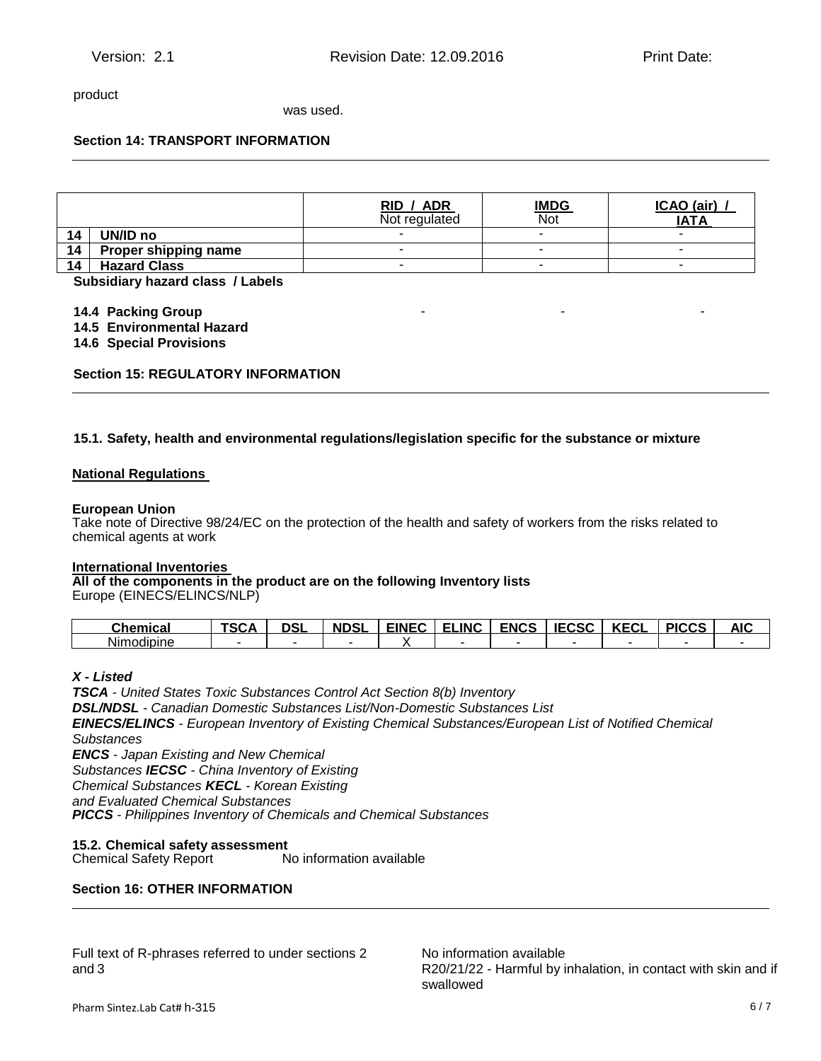product

was used.

**Section 14: TRANSPORT INFORMATION**

| | | RID / ADR<br>Not regulated | IMDG<br>Not | ICAO (air) / IATA |
|---|---|---|---|---|
| 14 | UN/ID no | - | - | - |
| 14 | Proper shipping name | - | - | - |
| 14 | Hazard Class | - | - | - |

**Subsidiary hazard class / Labels**

**14.4 Packing Group** - - -

**14.5 Environmental Hazard**

**14.6 Special Provisions**

**Section 15: REGULATORY INFORMATION**

**15.1. Safety, health and environmental regulations/legislation specific for the substance or mixture**

**National Regulations**

**European Union**

Take note of Directive 98/24/EC on the protection of the health and safety of workers from the risks related to chemical agents at work

**International Inventories**

**All of the components in the product are on the following Inventory lists**

Europe (EINECS/ELINCS/NLP)

| Chemical | TSCA | DSL | NDSL | EINEC | ELINC | ENCS | IECSC | KECL | PICCS | AIC |
|---|---|---|---|---|---|---|---|---|---|---|
| Nimodipine | - | - | - | X | - | - | - | - | - | - |

***X - Listed***

***TSCA*** *- United States Toxic Substances Control Act Section 8(b) Inventory*

***DSL/NDSL*** *- Canadian Domestic Substances List/Non-Domestic Substances List*

***EINECS/ELINCS*** *- European Inventory of Existing Chemical Substances/European List of Notified Chemical Substances*

***ENCS*** *- Japan Existing and New Chemical Substances* ***IECSC*** *- China Inventory of Existing Chemical Substances* ***KECL*** *- Korean Existing and Evaluated Chemical Substances*

***PICCS*** *- Philippines Inventory of Chemicals and Chemical Substances*

**15.2. Chemical safety assessment**

Chemical Safety Report No information available

**Section 16: OTHER INFORMATION**

Full text of R-phrases referred to under sections 2 and 3

No information available

R20/21/22 - Harmful by inhalation, in contact with skin and if swallowed

Pharm Sintez.Lab Cat# h-315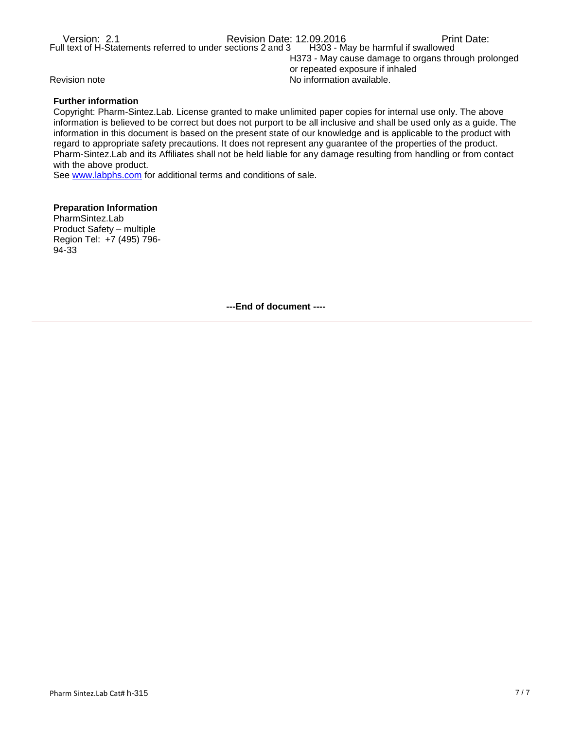Full text of H-Statements referred to under sections 2 and 3 H303 - May be harmful if swallowed
H373 - May cause damage to organs through prolonged or repeated exposure if inhaled

Revision note No information available.

**Further information**

Copyright: Pharm-Sintez.Lab. License granted to make unlimited paper copies for internal use only. The above information is believed to be correct but does not purport to be all inclusive and shall be used only as a guide. The information in this document is based on the present state of our knowledge and is applicable to the product with regard to appropriate safety precautions. It does not represent any guarantee of the properties of the product. Pharm-Sintez.Lab and its Affiliates shall not be held liable for any damage resulting from handling or from contact with the above product.
See www.labphs.com for additional terms and conditions of sale.

**Preparation Information**

PharmSintez.Lab
Product Safety – multiple
Region Tel: +7 (495) 796-94-33

**---End of document ----**